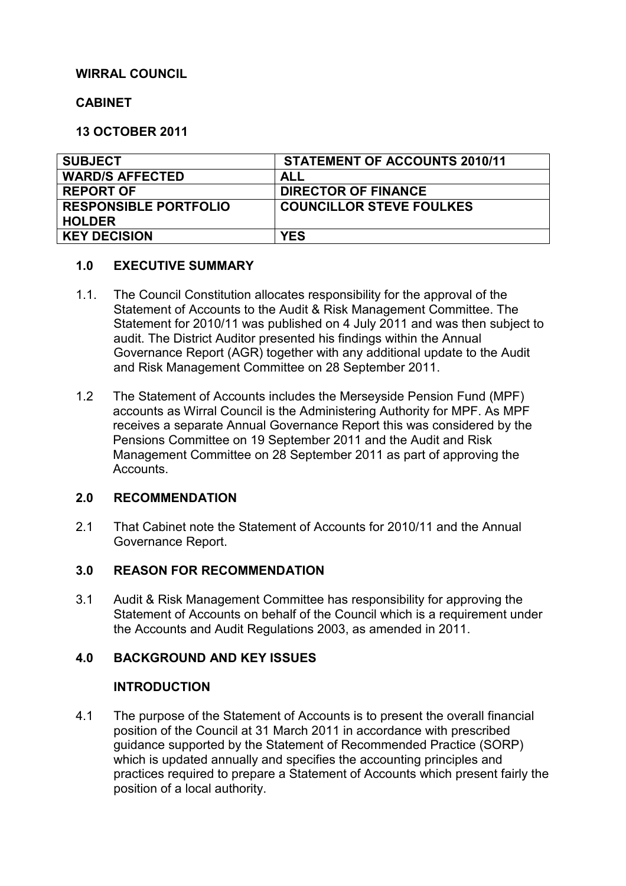**WIRRAL COUNCIL**

**CABINET**

**13 OCTOBER 2011**

| SUBJECT | STATEMENT OF ACCOUNTS 2010/11 |
|---|---|
| WARD/S AFFECTED | ALL |
| REPORT OF | DIRECTOR OF FINANCE |
| RESPONSIBLE PORTFOLIO HOLDER | COUNCILLOR STEVE FOULKES |
| KEY DECISION | YES |

## 1.0 EXECUTIVE SUMMARY

1.1. The Council Constitution allocates responsibility for the approval of the Statement of Accounts to the Audit & Risk Management Committee. The Statement for 2010/11 was published on 4 July 2011 and was then subject to audit. The District Auditor presented his findings within the Annual Governance Report (AGR) together with any additional update to the Audit and Risk Management Committee on 28 September 2011.

1.2 The Statement of Accounts includes the Merseyside Pension Fund (MPF) accounts as Wirral Council is the Administering Authority for MPF. As MPF receives a separate Annual Governance Report this was considered by the Pensions Committee on 19 September 2011 and the Audit and Risk Management Committee on 28 September 2011 as part of approving the Accounts.

## 2.0 RECOMMENDATION

2.1 That Cabinet note the Statement of Accounts for 2010/11 and the Annual Governance Report.

## 3.0 REASON FOR RECOMMENDATION

3.1 Audit & Risk Management Committee has responsibility for approving the Statement of Accounts on behalf of the Council which is a requirement under the Accounts and Audit Regulations 2003, as amended in 2011.

## 4.0 BACKGROUND AND KEY ISSUES

### INTRODUCTION

4.1 The purpose of the Statement of Accounts is to present the overall financial position of the Council at 31 March 2011 in accordance with prescribed guidance supported by the Statement of Recommended Practice (SORP) which is updated annually and specifies the accounting principles and practices required to prepare a Statement of Accounts which present fairly the position of a local authority.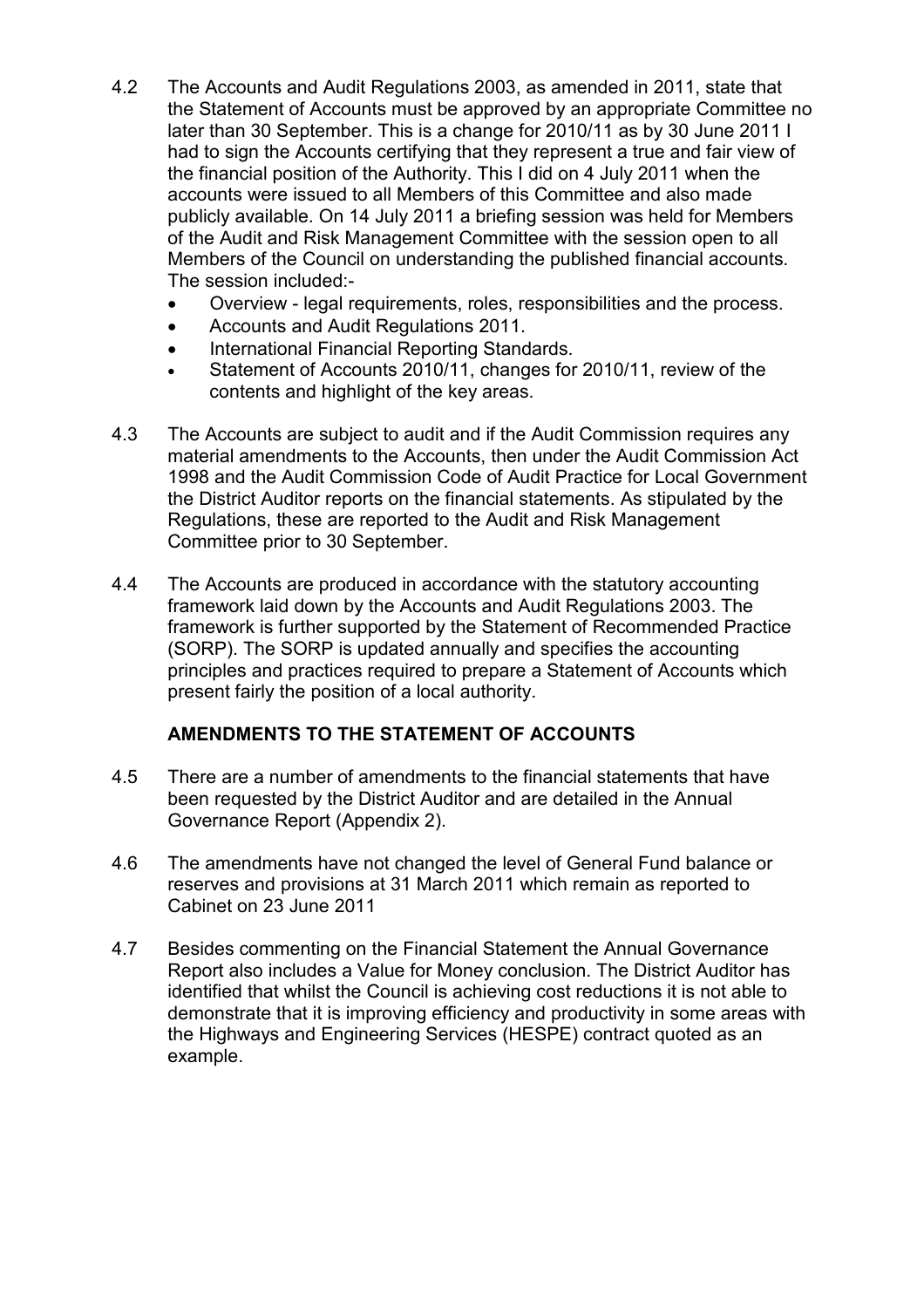4.2 The Accounts and Audit Regulations 2003, as amended in 2011, state that the Statement of Accounts must be approved by an appropriate Committee no later than 30 September. This is a change for 2010/11 as by 30 June 2011 I had to sign the Accounts certifying that they represent a true and fair view of the financial position of the Authority. This I did on 4 July 2011 when the accounts were issued to all Members of this Committee and also made publicly available. On 14 July 2011 a briefing session was held for Members of the Audit and Risk Management Committee with the session open to all Members of the Council on understanding the published financial accounts. The session included:-

- Overview - legal requirements, roles, responsibilities and the process.
- Accounts and Audit Regulations 2011.
- International Financial Reporting Standards.
- Statement of Accounts 2010/11, changes for 2010/11, review of the contents and highlight of the key areas.

4.3 The Accounts are subject to audit and if the Audit Commission requires any material amendments to the Accounts, then under the Audit Commission Act 1998 and the Audit Commission Code of Audit Practice for Local Government the District Auditor reports on the financial statements. As stipulated by the Regulations, these are reported to the Audit and Risk Management Committee prior to 30 September.

4.4 The Accounts are produced in accordance with the statutory accounting framework laid down by the Accounts and Audit Regulations 2003. The framework is further supported by the Statement of Recommended Practice (SORP). The SORP is updated annually and specifies the accounting principles and practices required to prepare a Statement of Accounts which present fairly the position of a local authority.

**AMENDMENTS TO THE STATEMENT OF ACCOUNTS**

4.5 There are a number of amendments to the financial statements that have been requested by the District Auditor and are detailed in the Annual Governance Report (Appendix 2).

4.6 The amendments have not changed the level of General Fund balance or reserves and provisions at 31 March 2011 which remain as reported to Cabinet on 23 June 2011

4.7 Besides commenting on the Financial Statement the Annual Governance Report also includes a Value for Money conclusion. The District Auditor has identified that whilst the Council is achieving cost reductions it is not able to demonstrate that it is improving efficiency and productivity in some areas with the Highways and Engineering Services (HESPE) contract quoted as an example.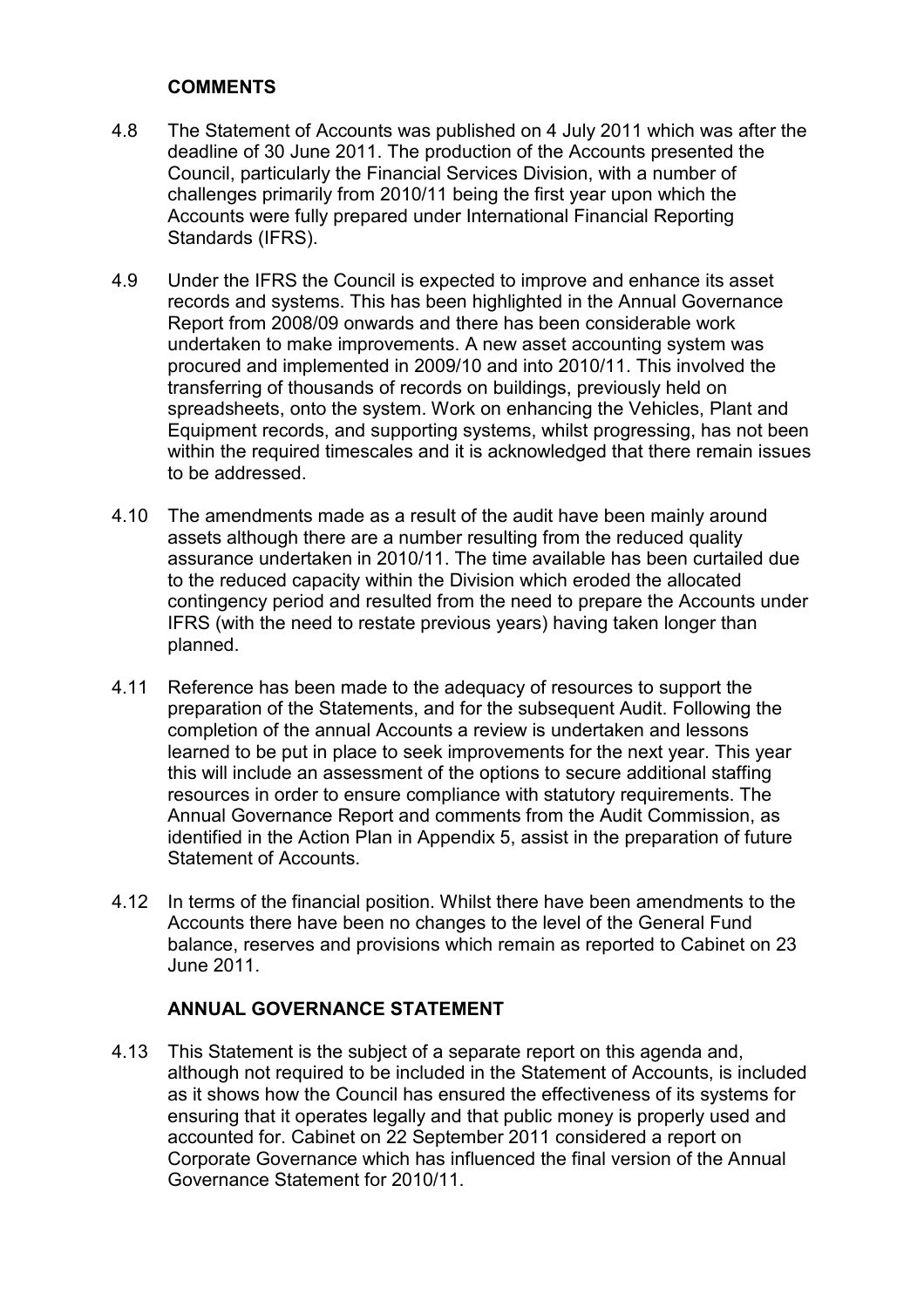## COMMENTS

4.8 The Statement of Accounts was published on 4 July 2011 which was after the deadline of 30 June 2011. The production of the Accounts presented the Council, particularly the Financial Services Division, with a number of challenges primarily from 2010/11 being the first year upon which the Accounts were fully prepared under International Financial Reporting Standards (IFRS).

4.9 Under the IFRS the Council is expected to improve and enhance its asset records and systems. This has been highlighted in the Annual Governance Report from 2008/09 onwards and there has been considerable work undertaken to make improvements. A new asset accounting system was procured and implemented in 2009/10 and into 2010/11. This involved the transferring of thousands of records on buildings, previously held on spreadsheets, onto the system. Work on enhancing the Vehicles, Plant and Equipment records, and supporting systems, whilst progressing, has not been within the required timescales and it is acknowledged that there remain issues to be addressed.

4.10 The amendments made as a result of the audit have been mainly around assets although there are a number resulting from the reduced quality assurance undertaken in 2010/11. The time available has been curtailed due to the reduced capacity within the Division which eroded the allocated contingency period and resulted from the need to prepare the Accounts under IFRS (with the need to restate previous years) having taken longer than planned.

4.11 Reference has been made to the adequacy of resources to support the preparation of the Statements, and for the subsequent Audit. Following the completion of the annual Accounts a review is undertaken and lessons learned to be put in place to seek improvements for the next year. This year this will include an assessment of the options to secure additional staffing resources in order to ensure compliance with statutory requirements. The Annual Governance Report and comments from the Audit Commission, as identified in the Action Plan in Appendix 5, assist in the preparation of future Statement of Accounts.

4.12 In terms of the financial position. Whilst there have been amendments to the Accounts there have been no changes to the level of the General Fund balance, reserves and provisions which remain as reported to Cabinet on 23 June 2011.

## ANNUAL GOVERNANCE STATEMENT

4.13 This Statement is the subject of a separate report on this agenda and, although not required to be included in the Statement of Accounts, is included as it shows how the Council has ensured the effectiveness of its systems for ensuring that it operates legally and that public money is properly used and accounted for. Cabinet on 22 September 2011 considered a report on Corporate Governance which has influenced the final version of the Annual Governance Statement for 2010/11.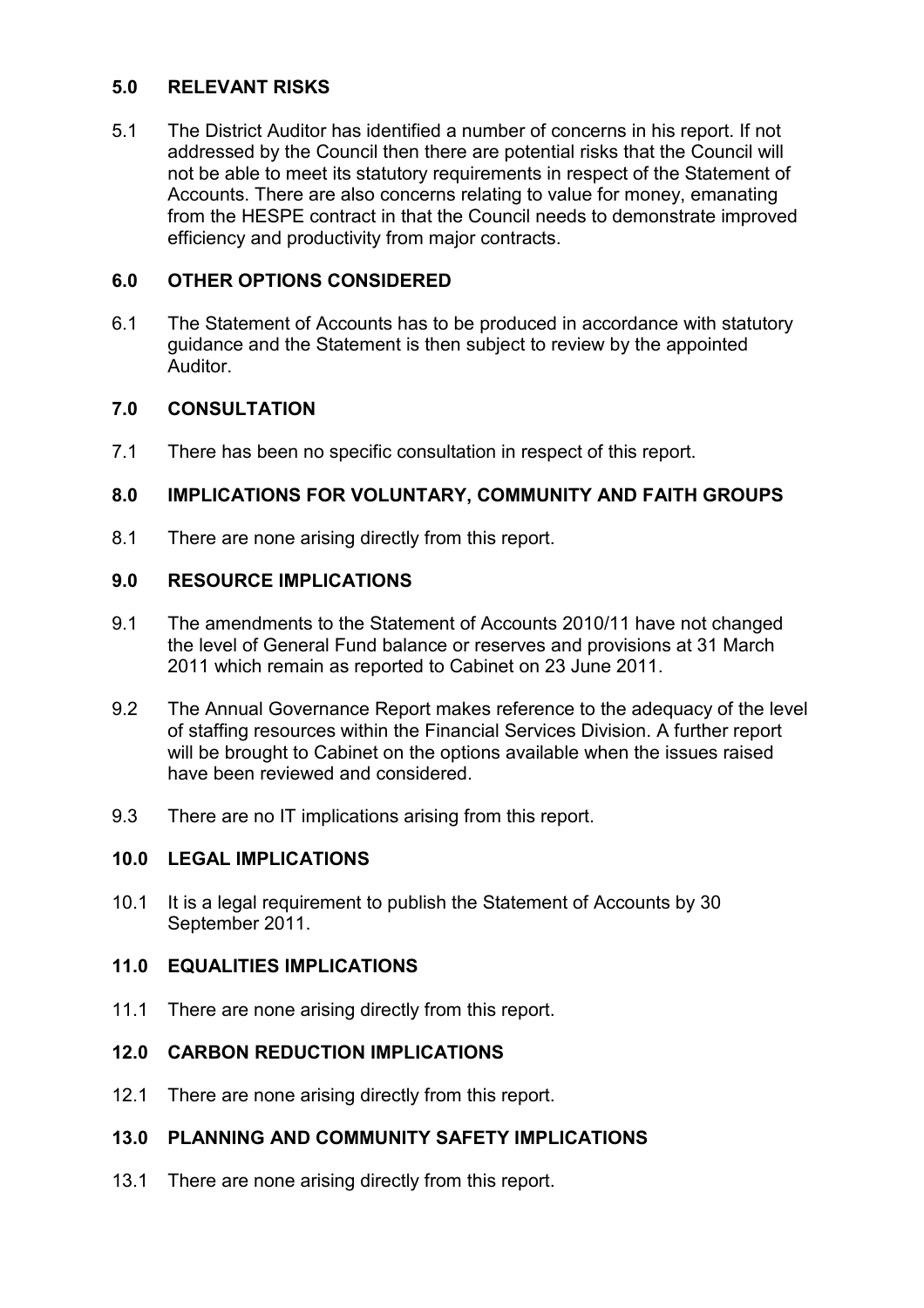## 5.0 RELEVANT RISKS

5.1 The District Auditor has identified a number of concerns in his report. If not addressed by the Council then there are potential risks that the Council will not be able to meet its statutory requirements in respect of the Statement of Accounts. There are also concerns relating to value for money, emanating from the HESPE contract in that the Council needs to demonstrate improved efficiency and productivity from major contracts.

## 6.0 OTHER OPTIONS CONSIDERED

6.1 The Statement of Accounts has to be produced in accordance with statutory guidance and the Statement is then subject to review by the appointed Auditor.

## 7.0 CONSULTATION

7.1 There has been no specific consultation in respect of this report.

## 8.0 IMPLICATIONS FOR VOLUNTARY, COMMUNITY AND FAITH GROUPS

8.1 There are none arising directly from this report.

## 9.0 RESOURCE IMPLICATIONS

9.1 The amendments to the Statement of Accounts 2010/11 have not changed the level of General Fund balance or reserves and provisions at 31 March 2011 which remain as reported to Cabinet on 23 June 2011.

9.2 The Annual Governance Report makes reference to the adequacy of the level of staffing resources within the Financial Services Division. A further report will be brought to Cabinet on the options available when the issues raised have been reviewed and considered.

9.3 There are no IT implications arising from this report.

## 10.0 LEGAL IMPLICATIONS

10.1 It is a legal requirement to publish the Statement of Accounts by 30 September 2011.

## 11.0 EQUALITIES IMPLICATIONS

11.1 There are none arising directly from this report.

## 12.0 CARBON REDUCTION IMPLICATIONS

12.1 There are none arising directly from this report.

## 13.0 PLANNING AND COMMUNITY SAFETY IMPLICATIONS

13.1 There are none arising directly from this report.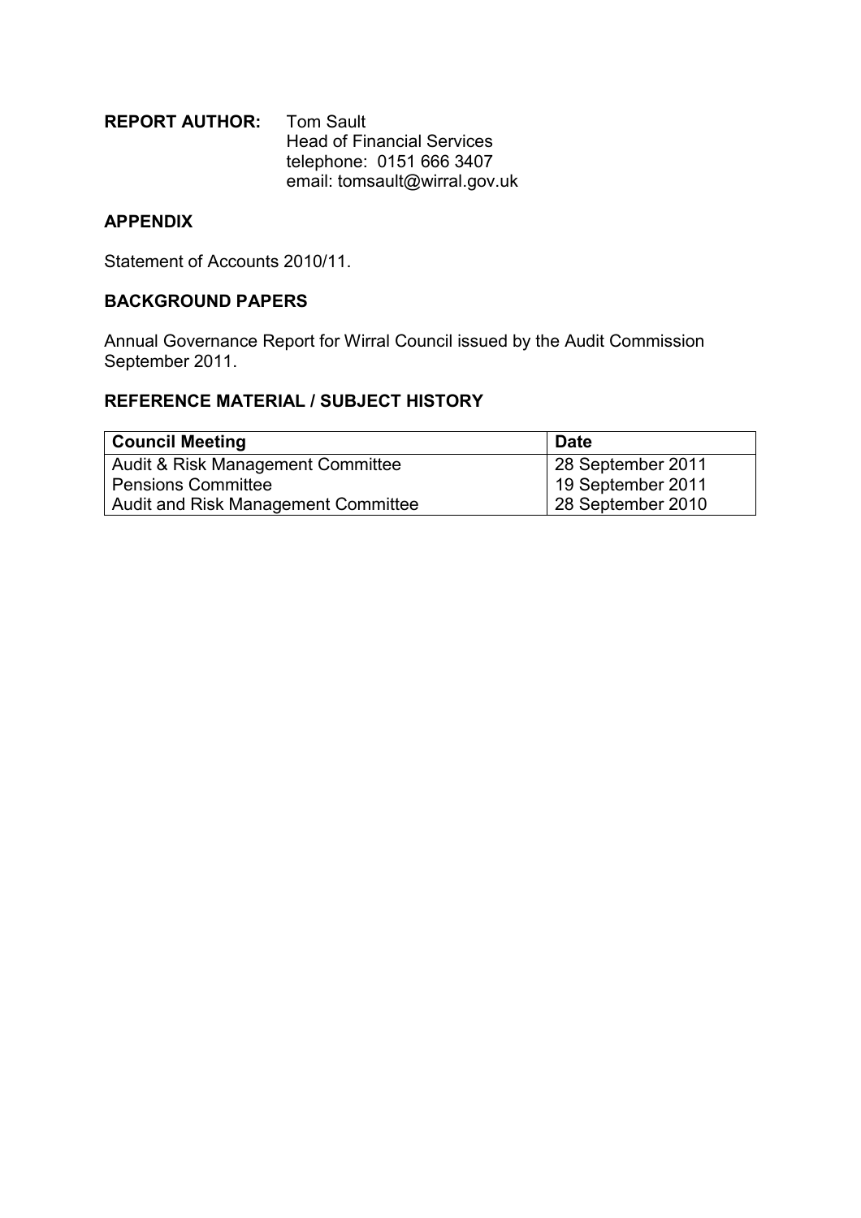**REPORT AUTHOR:** Tom Sault
Head of Financial Services
telephone: 0151 666 3407
email: tomsault@wirral.gov.uk

## APPENDIX

Statement of Accounts 2010/11.

## BACKGROUND PAPERS

Annual Governance Report for Wirral Council issued by the Audit Commission September 2011.

## REFERENCE MATERIAL / SUBJECT HISTORY

| Council Meeting | Date |
| --- | --- |
| Audit & Risk Management Committee | 28 September 2011 |
| Pensions Committee | 19 September 2011 |
| Audit and Risk Management Committee | 28 September 2010 |